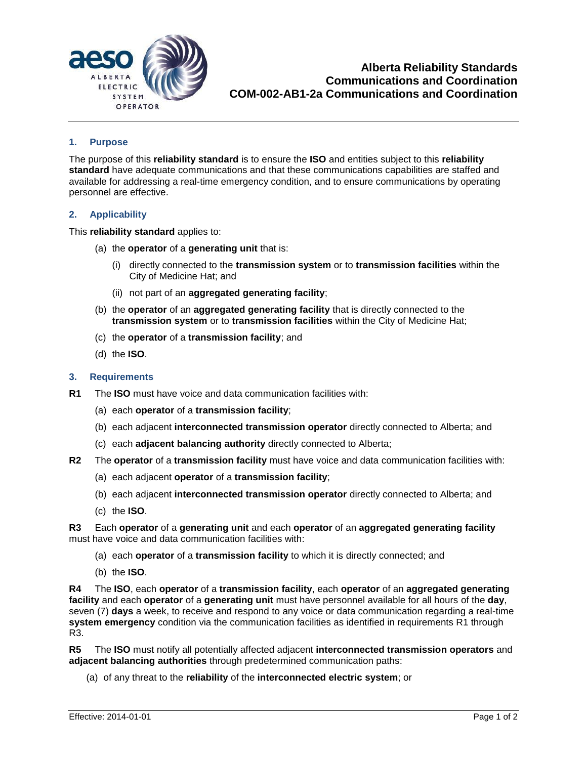# Alberta Reliability Standards
# Communications and Coordination
# COM-002-AB1-2a Communications and Coordination

## 1. Purpose

The purpose of this **reliability standard** is to ensure the **ISO** and entities subject to this **reliability standard** have adequate communications and that these communications capabilities are staffed and available for addressing a real-time emergency condition, and to ensure communications by operating personnel are effective.

## 2. Applicability

This **reliability standard** applies to:

(a) the **operator** of a **generating unit** that is:

  (i) directly connected to the **transmission system** or to **transmission facilities** within the City of Medicine Hat; and

  (ii) not part of an **aggregated generating facility**;

(b) the **operator** of an **aggregated generating facility** that is directly connected to the **transmission system** or to **transmission facilities** within the City of Medicine Hat;

(c) the **operator** of a **transmission facility**; and

(d) the **ISO**.

## 3. Requirements

**R1** The **ISO** must have voice and data communication facilities with:

(a) each **operator** of a **transmission facility**;

(b) each adjacent **interconnected transmission operator** directly connected to Alberta; and

(c) each **adjacent balancing authority** directly connected to Alberta;

**R2** The **operator** of a **transmission facility** must have voice and data communication facilities with:

(a) each adjacent **operator** of a **transmission facility**;

(b) each adjacent **interconnected transmission operator** directly connected to Alberta; and

(c) the **ISO**.

**R3** Each **operator** of a **generating unit** and each **operator** of an **aggregated generating facility** must have voice and data communication facilities with:

(a) each **operator** of a **transmission facility** to which it is directly connected; and

(b) the **ISO**.

**R4** The **ISO**, each **operator** of a **transmission facility**, each **operator** of an **aggregated generating facility** and each **operator** of a **generating unit** must have personnel available for all hours of the **day**, seven (7) **days** a week, to receive and respond to any voice or data communication regarding a real-time **system emergency** condition via the communication facilities as identified in requirements R1 through R3.

**R5** The **ISO** must notify all potentially affected adjacent **interconnected transmission operators** and **adjacent balancing authorities** through predetermined communication paths:

(a) of any threat to the **reliability** of the **interconnected electric system**; or

Effective: 2014-01-01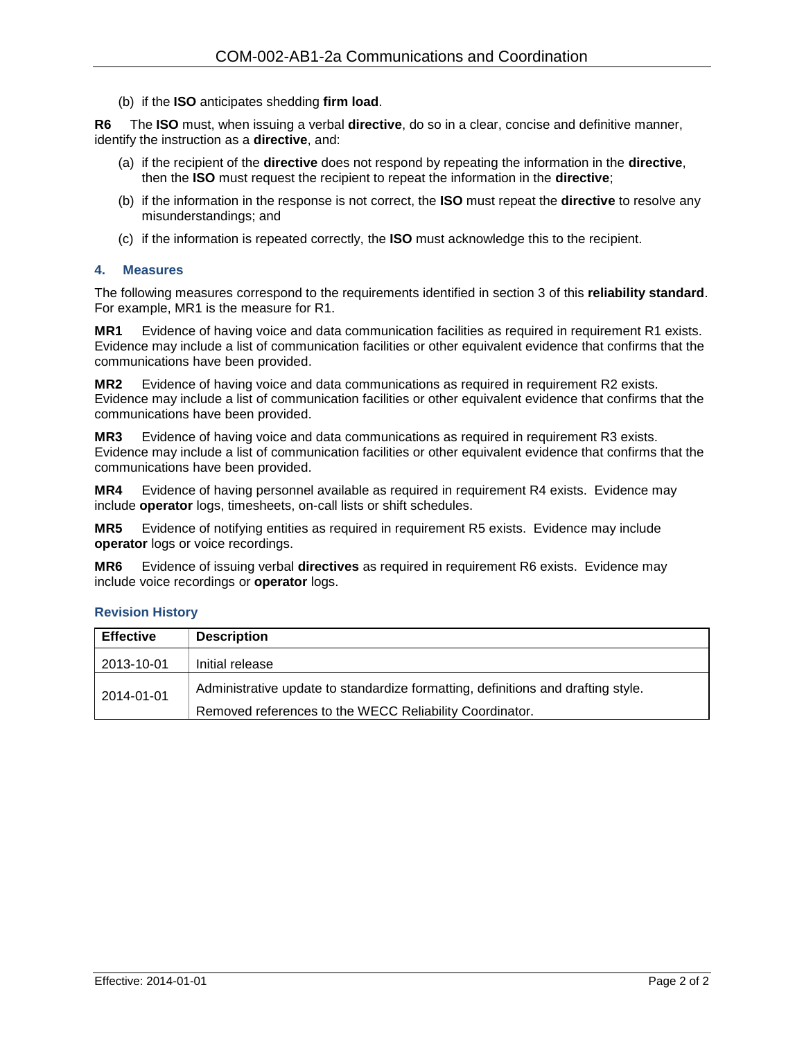(b) if the **ISO** anticipates shedding **firm load**.

**R6** The **ISO** must, when issuing a verbal **directive**, do so in a clear, concise and definitive manner, identify the instruction as a **directive**, and:

(a) if the recipient of the **directive** does not respond by repeating the information in the **directive**, then the **ISO** must request the recipient to repeat the information in the **directive**;

(b) if the information in the response is not correct, the **ISO** must repeat the **directive** to resolve any misunderstandings; and

(c) if the information is repeated correctly, the **ISO** must acknowledge this to the recipient.

### 4. Measures

The following measures correspond to the requirements identified in section 3 of this **reliability standard**. For example, MR1 is the measure for R1.

**MR1** Evidence of having voice and data communication facilities as required in requirement R1 exists. Evidence may include a list of communication facilities or other equivalent evidence that confirms that the communications have been provided.

**MR2** Evidence of having voice and data communications as required in requirement R2 exists. Evidence may include a list of communication facilities or other equivalent evidence that confirms that the communications have been provided.

**MR3** Evidence of having voice and data communications as required in requirement R3 exists. Evidence may include a list of communication facilities or other equivalent evidence that confirms that the communications have been provided.

**MR4** Evidence of having personnel available as required in requirement R4 exists. Evidence may include **operator** logs, timesheets, on-call lists or shift schedules.

**MR5** Evidence of notifying entities as required in requirement R5 exists. Evidence may include **operator** logs or voice recordings.

**MR6** Evidence of issuing verbal **directives** as required in requirement R6 exists. Evidence may include voice recordings or **operator** logs.

### Revision History

| Effective | Description |
|---|---|
| 2013-10-01 | Initial release |
| 2014-01-01 | Administrative update to standardize formatting, definitions and drafting style.<br>Removed references to the WECC Reliability Coordinator. |